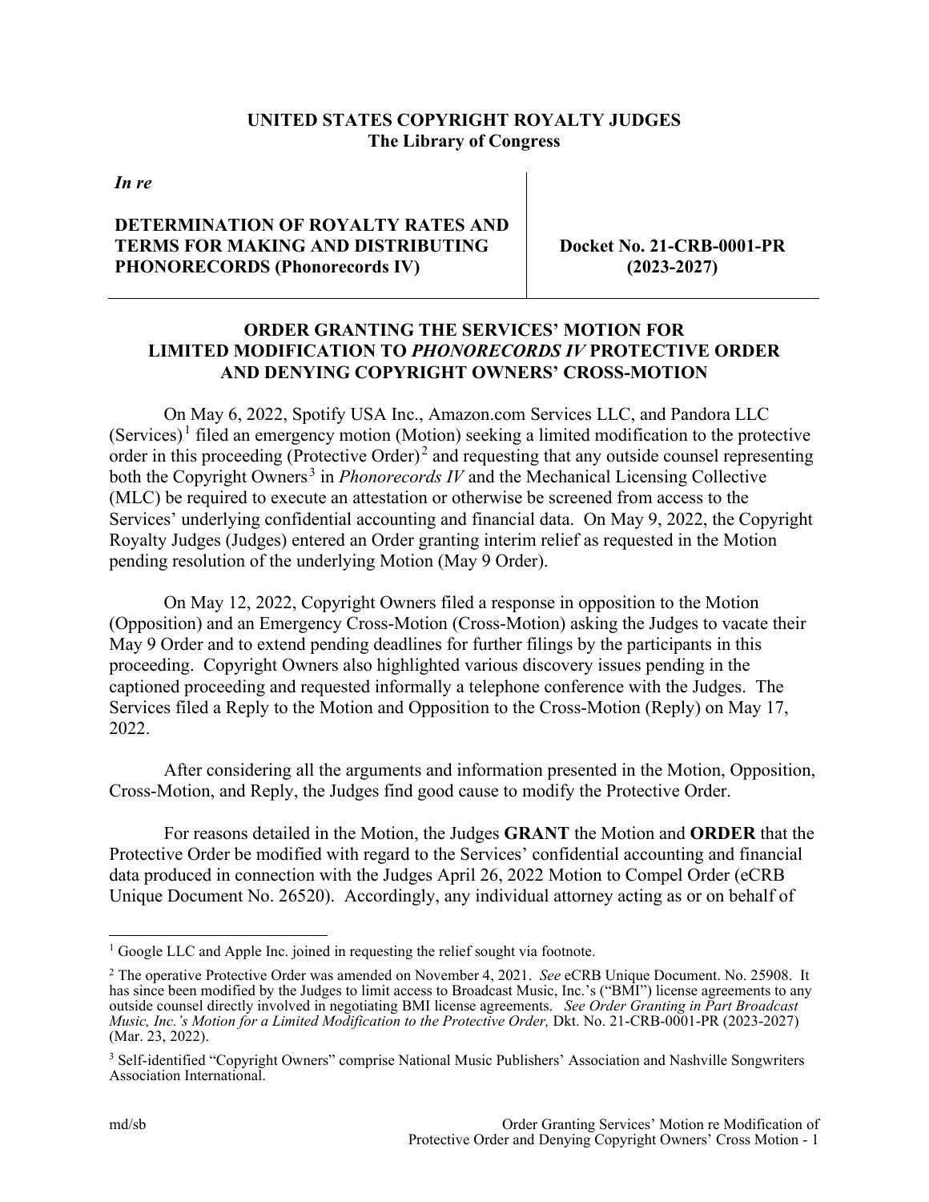**UNITED STATES COPYRIGHT ROYALTY JUDGES**
**The Library of Congress**

| *In re* | |
|---|---|
| **DETERMINATION OF ROYALTY RATES AND TERMS FOR MAKING AND DISTRIBUTING PHONORECORDS (Phonorecords IV)** | **Docket No. 21-CRB-0001-PR (2023-2027)** |

# ORDER GRANTING THE SERVICES' MOTION FOR LIMITED MODIFICATION TO *PHONORECORDS IV* PROTECTIVE ORDER AND DENYING COPYRIGHT OWNERS' CROSS-MOTION

On May 6, 2022, Spotify USA Inc., Amazon.com Services LLC, and Pandora LLC (Services)[1] filed an emergency motion (Motion) seeking a limited modification to the protective order in this proceeding (Protective Order)[2] and requesting that any outside counsel representing both the Copyright Owners[3] in *Phonorecords IV* and the Mechanical Licensing Collective (MLC) be required to execute an attestation or otherwise be screened from access to the Services' underlying confidential accounting and financial data. On May 9, 2022, the Copyright Royalty Judges (Judges) entered an Order granting interim relief as requested in the Motion pending resolution of the underlying Motion (May 9 Order).

On May 12, 2022, Copyright Owners filed a response in opposition to the Motion (Opposition) and an Emergency Cross-Motion (Cross-Motion) asking the Judges to vacate their May 9 Order and to extend pending deadlines for further filings by the participants in this proceeding. Copyright Owners also highlighted various discovery issues pending in the captioned proceeding and requested informally a telephone conference with the Judges. The Services filed a Reply to the Motion and Opposition to the Cross-Motion (Reply) on May 17, 2022.

After considering all the arguments and information presented in the Motion, Opposition, Cross-Motion, and Reply, the Judges find good cause to modify the Protective Order.

For reasons detailed in the Motion, the Judges **GRANT** the Motion and **ORDER** that the Protective Order be modified with regard to the Services' confidential accounting and financial data produced in connection with the Judges April 26, 2022 Motion to Compel Order (eCRB Unique Document No. 26520). Accordingly, any individual attorney acting as or on behalf of

---

[1] Google LLC and Apple Inc. joined in requesting the relief sought via footnote.

[2] The operative Protective Order was amended on November 4, 2021. *See* eCRB Unique Document. No. 25908. It has since been modified by the Judges to limit access to Broadcast Music, Inc.'s ("BMI") license agreements to any outside counsel directly involved in negotiating BMI license agreements. *See Order Granting in Part Broadcast Music, Inc.'s Motion for a Limited Modification to the Protective Order,* Dkt. No. 21-CRB-0001-PR (2023-2027) (Mar. 23, 2022).

[3] Self-identified "Copyright Owners" comprise National Music Publishers' Association and Nashville Songwriters Association International.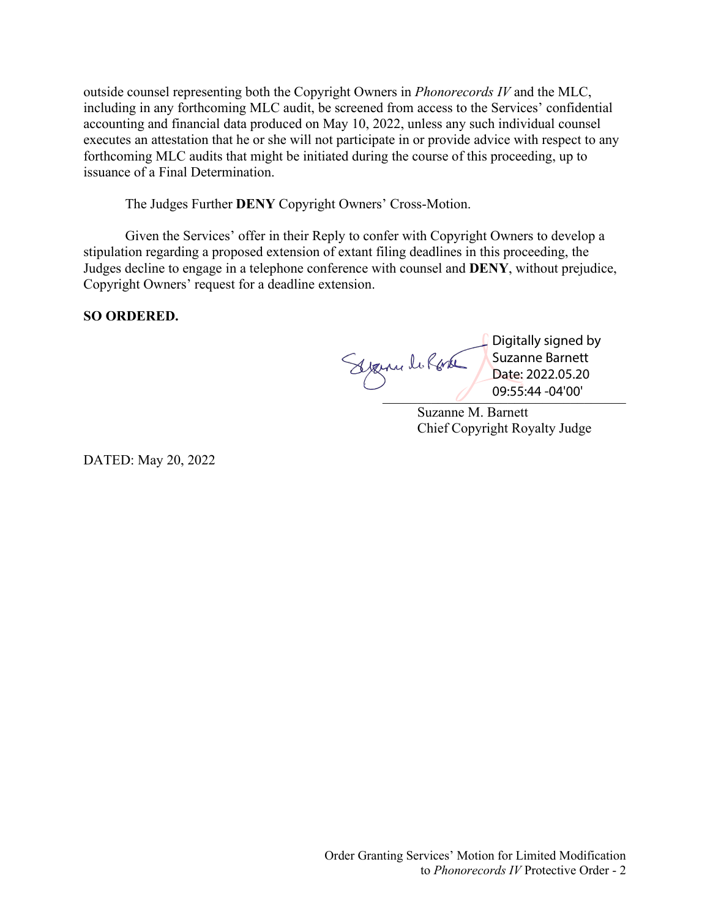outside counsel representing both the Copyright Owners in *Phonorecords IV* and the MLC, including in any forthcoming MLC audit, be screened from access to the Services' confidential accounting and financial data produced on May 10, 2022, unless any such individual counsel executes an attestation that he or she will not participate in or provide advice with respect to any forthcoming MLC audits that might be initiated during the course of this proceeding, up to issuance of a Final Determination.

The Judges Further **DENY** Copyright Owners' Cross-Motion.

Given the Services' offer in their Reply to confer with Copyright Owners to develop a stipulation regarding a proposed extension of extant filing deadlines in this proceeding, the Judges decline to engage in a telephone conference with counsel and **DENY**, without prejudice, Copyright Owners' request for a deadline extension.

**SO ORDERED.**

Digitally signed by Suzanne Barnett
Date: 2022.05.20 09:55:44 -04'00'

Suzanne M. Barnett
Chief Copyright Royalty Judge

DATED: May 20, 2022